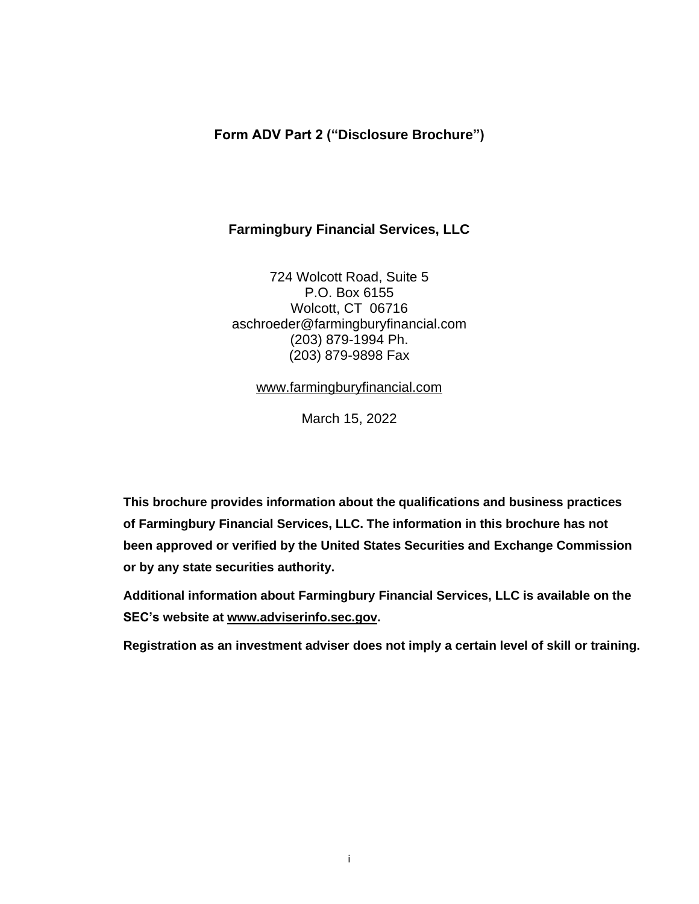# Form ADV Part 2 ("Disclosure Brochure")

## Farmingbury Financial Services, LLC

724 Wolcott Road, Suite 5
P.O. Box 6155
Wolcott, CT 06716
aschroeder@farmingburyfinancial.com
(203) 879-1994 Ph.
(203) 879-9898 Fax

www.farmingburyfinancial.com

March 15, 2022

**This brochure provides information about the qualifications and business practices of Farmingbury Financial Services, LLC. The information in this brochure has not been approved or verified by the United States Securities and Exchange Commission or by any state securities authority.**

**Additional information about Farmingbury Financial Services, LLC is available on the SEC's website at www.adviserinfo.sec.gov.**

**Registration as an investment adviser does not imply a certain level of skill or training.**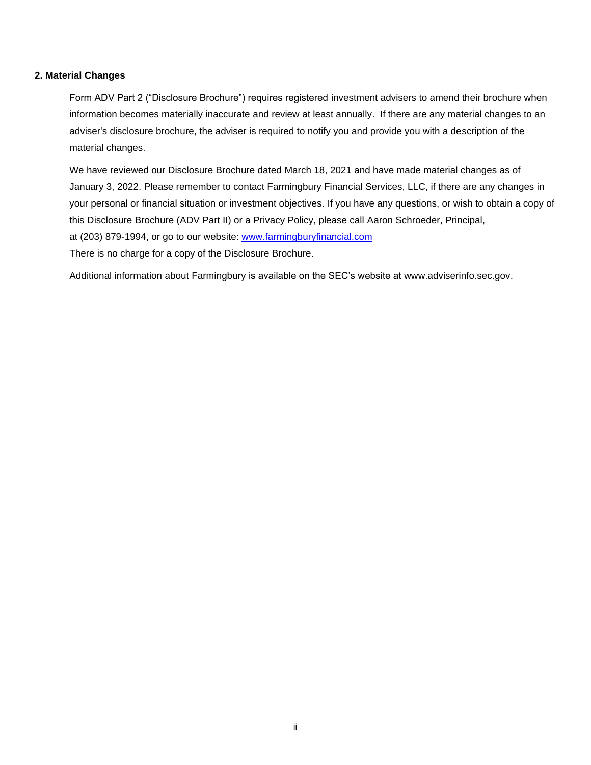## 2. Material Changes

Form ADV Part 2 ("Disclosure Brochure") requires registered investment advisers to amend their brochure when information becomes materially inaccurate and review at least annually. If there are any material changes to an adviser's disclosure brochure, the adviser is required to notify you and provide you with a description of the material changes.

We have reviewed our Disclosure Brochure dated March 18, 2021 and have made material changes as of January 3, 2022. Please remember to contact Farmingbury Financial Services, LLC, if there are any changes in your personal or financial situation or investment objectives. If you have any questions, or wish to obtain a copy of this Disclosure Brochure (ADV Part II) or a Privacy Policy, please call Aaron Schroeder, Principal, at (203) 879-1994, or go to our website: www.farmingburyfinancial.com
There is no charge for a copy of the Disclosure Brochure.

Additional information about Farmingbury is available on the SEC's website at www.adviserinfo.sec.gov.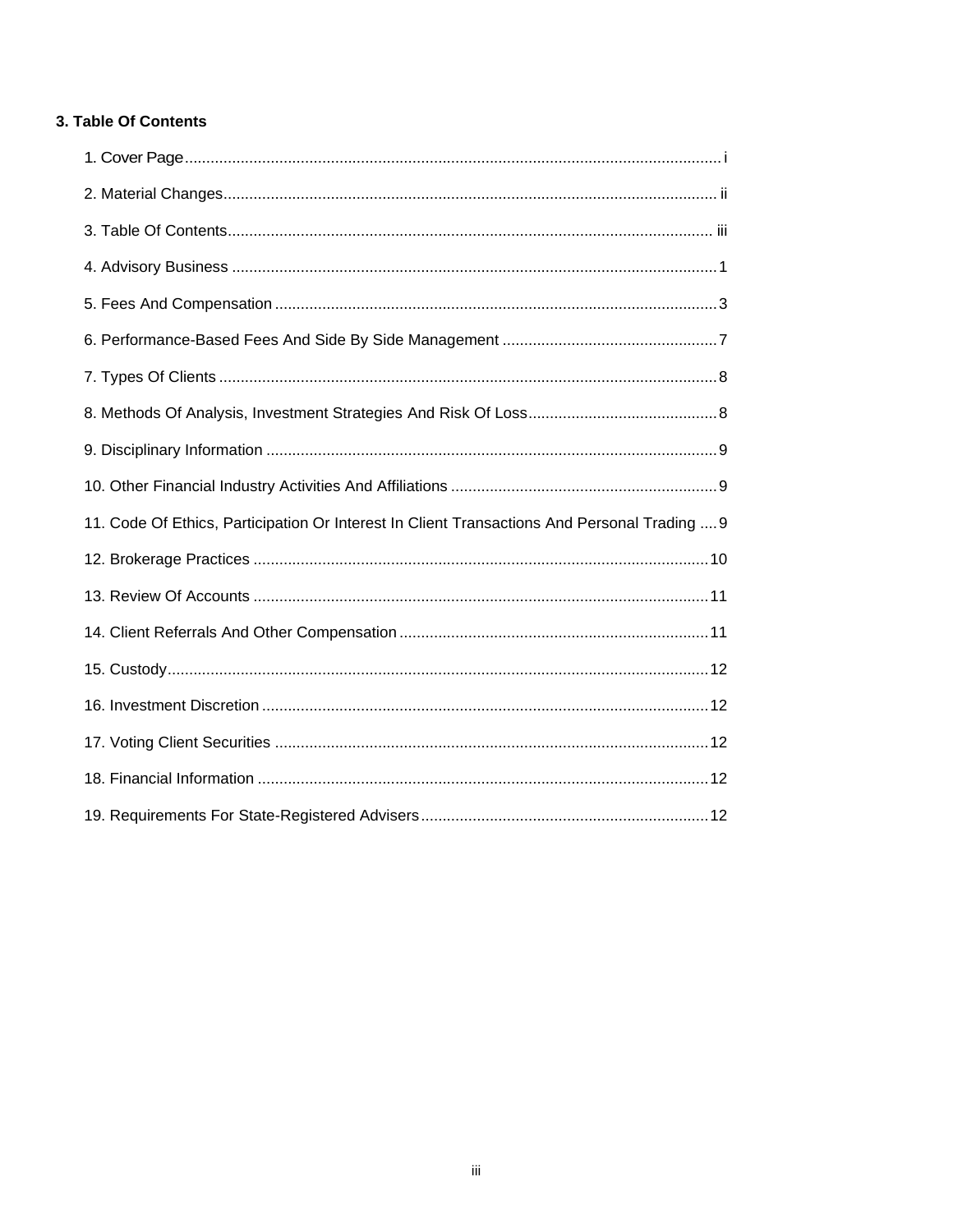## 3. Table Of Contents

1. Cover Page ........................................................................................................................ i
2. Material Changes ................................................................................................................ ii
3. Table Of Contents ............................................................................................................... iii
4. Advisory Business ............................................................................................................... 1
5. Fees And Compensation ..................................................................................................... 3
6. Performance-Based Fees And Side By Side Management ................................................. 7
7. Types Of Clients .................................................................................................................. 8
8. Methods Of Analysis, Investment Strategies And Risk Of Loss ........................................... 8
9. Disciplinary Information ....................................................................................................... 9
10. Other Financial Industry Activities And Affiliations ............................................................. 9
11. Code Of Ethics, Participation Or Interest In Client Transactions And Personal Trading .... 9
12. Brokerage Practices ......................................................................................................... 10
13. Review Of Accounts ......................................................................................................... 11
14. Client Referrals And Other Compensation ....................................................................... 11
15. Custody ............................................................................................................................ 12
16. Investment Discretion ....................................................................................................... 12
17. Voting Client Securities .................................................................................................... 12
18. Financial Information ........................................................................................................ 12
19. Requirements For State-Registered Advisers .................................................................. 12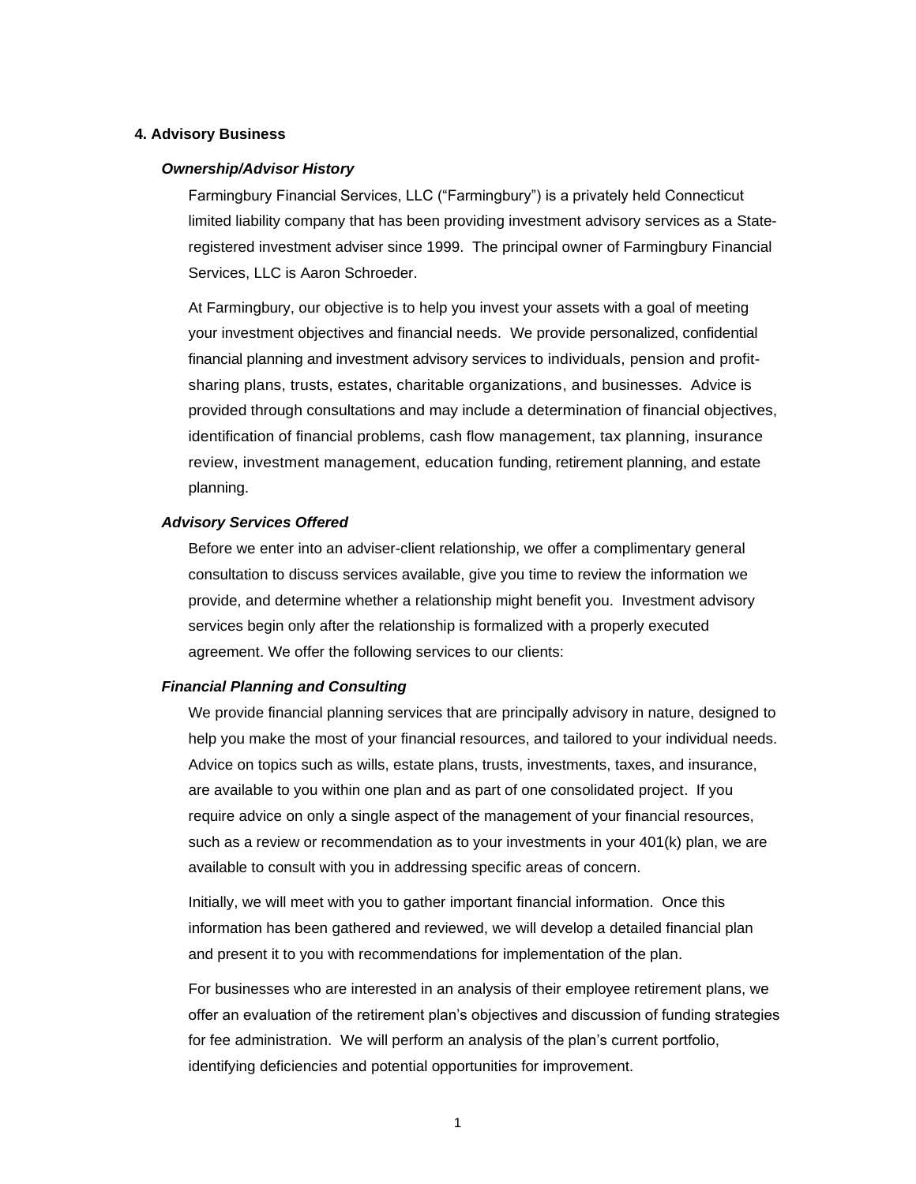## 4. Advisory Business

### *Ownership/Advisor History*

Farmingbury Financial Services, LLC ("Farmingbury") is a privately held Connecticut limited liability company that has been providing investment advisory services as a State-registered investment adviser since 1999. The principal owner of Farmingbury Financial Services, LLC is Aaron Schroeder.

At Farmingbury, our objective is to help you invest your assets with a goal of meeting your investment objectives and financial needs. We provide personalized, confidential financial planning and investment advisory services to individuals, pension and profit-sharing plans, trusts, estates, charitable organizations, and businesses. Advice is provided through consultations and may include a determination of financial objectives, identification of financial problems, cash flow management, tax planning, insurance review, investment management, education funding, retirement planning, and estate planning.

### *Advisory Services Offered*

Before we enter into an adviser-client relationship, we offer a complimentary general consultation to discuss services available, give you time to review the information we provide, and determine whether a relationship might benefit you. Investment advisory services begin only after the relationship is formalized with a properly executed agreement. We offer the following services to our clients:

### *Financial Planning and Consulting*

We provide financial planning services that are principally advisory in nature, designed to help you make the most of your financial resources, and tailored to your individual needs. Advice on topics such as wills, estate plans, trusts, investments, taxes, and insurance, are available to you within one plan and as part of one consolidated project. If you require advice on only a single aspect of the management of your financial resources, such as a review or recommendation as to your investments in your 401(k) plan, we are available to consult with you in addressing specific areas of concern.

Initially, we will meet with you to gather important financial information. Once this information has been gathered and reviewed, we will develop a detailed financial plan and present it to you with recommendations for implementation of the plan.

For businesses who are interested in an analysis of their employee retirement plans, we offer an evaluation of the retirement plan's objectives and discussion of funding strategies for fee administration. We will perform an analysis of the plan's current portfolio, identifying deficiencies and potential opportunities for improvement.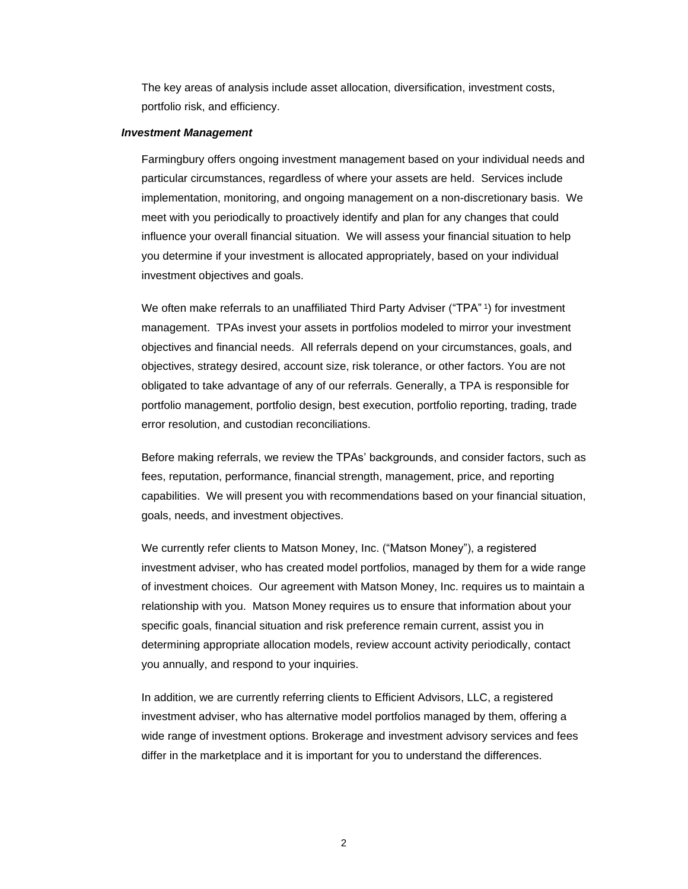The key areas of analysis include asset allocation, diversification, investment costs, portfolio risk, and efficiency.

***Investment Management***

Farmingbury offers ongoing investment management based on your individual needs and particular circumstances, regardless of where your assets are held. Services include implementation, monitoring, and ongoing management on a non-discretionary basis. We meet with you periodically to proactively identify and plan for any changes that could influence your overall financial situation. We will assess your financial situation to help you determine if your investment is allocated appropriately, based on your individual investment objectives and goals.

We often make referrals to an unaffiliated Third Party Adviser ("TPA" [1]) for investment management. TPAs invest your assets in portfolios modeled to mirror your investment objectives and financial needs. All referrals depend on your circumstances, goals, and objectives, strategy desired, account size, risk tolerance, or other factors. You are not obligated to take advantage of any of our referrals. Generally, a TPA is responsible for portfolio management, portfolio design, best execution, portfolio reporting, trading, trade error resolution, and custodian reconciliations.

Before making referrals, we review the TPAs' backgrounds, and consider factors, such as fees, reputation, performance, financial strength, management, price, and reporting capabilities. We will present you with recommendations based on your financial situation, goals, needs, and investment objectives.

We currently refer clients to Matson Money, Inc. ("Matson Money"), a registered investment adviser, who has created model portfolios, managed by them for a wide range of investment choices. Our agreement with Matson Money, Inc. requires us to maintain a relationship with you. Matson Money requires us to ensure that information about your specific goals, financial situation and risk preference remain current, assist you in determining appropriate allocation models, review account activity periodically, contact you annually, and respond to your inquiries.

In addition, we are currently referring clients to Efficient Advisors, LLC, a registered investment adviser, who has alternative model portfolios managed by them, offering a wide range of investment options. Brokerage and investment advisory services and fees differ in the marketplace and it is important for you to understand the differences.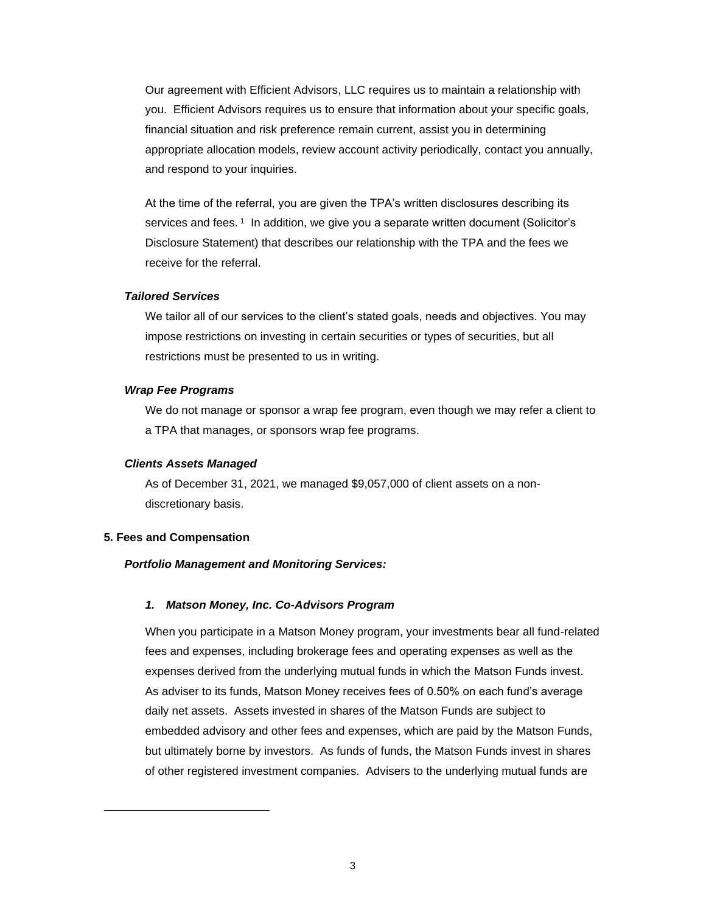Our agreement with Efficient Advisors, LLC requires us to maintain a relationship with you. Efficient Advisors requires us to ensure that information about your specific goals, financial situation and risk preference remain current, assist you in determining appropriate allocation models, review account activity periodically, contact you annually, and respond to your inquiries.

At the time of the referral, you are given the TPA's written disclosures describing its services and fees. [1] In addition, we give you a separate written document (Solicitor's Disclosure Statement) that describes our relationship with the TPA and the fees we receive for the referral.

***Tailored Services***

We tailor all of our services to the client's stated goals, needs and objectives. You may impose restrictions on investing in certain securities or types of securities, but all restrictions must be presented to us in writing.

***Wrap Fee Programs***

We do not manage or sponsor a wrap fee program, even though we may refer a client to a TPA that manages, or sponsors wrap fee programs.

***Clients Assets Managed***

As of December 31, 2021, we managed $9,057,000 of client assets on a non-discretionary basis.

## 5. Fees and Compensation

***Portfolio Management and Monitoring Services:***

### *1. Matson Money, Inc. Co-Advisors Program*

When you participate in a Matson Money program, your investments bear all fund-related fees and expenses, including brokerage fees and operating expenses as well as the expenses derived from the underlying mutual funds in which the Matson Funds invest. As adviser to its funds, Matson Money receives fees of 0.50% on each fund's average daily net assets. Assets invested in shares of the Matson Funds are subject to embedded advisory and other fees and expenses, which are paid by the Matson Funds, but ultimately borne by investors. As funds of funds, the Matson Funds invest in shares of other registered investment companies. Advisers to the underlying mutual funds are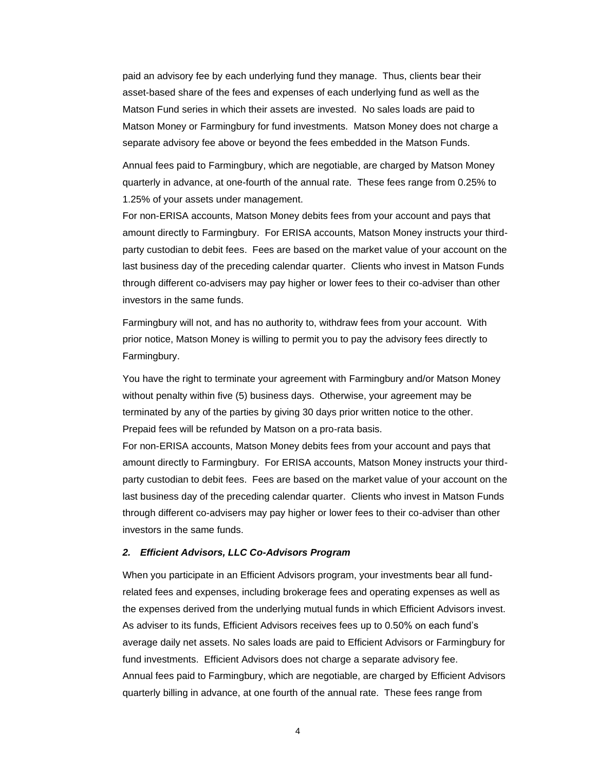paid an advisory fee by each underlying fund they manage. Thus, clients bear their asset-based share of the fees and expenses of each underlying fund as well as the Matson Fund series in which their assets are invested. No sales loads are paid to Matson Money or Farmingbury for fund investments. Matson Money does not charge a separate advisory fee above or beyond the fees embedded in the Matson Funds.

Annual fees paid to Farmingbury, which are negotiable, are charged by Matson Money quarterly in advance, at one-fourth of the annual rate. These fees range from 0.25% to 1.25% of your assets under management.

For non-ERISA accounts, Matson Money debits fees from your account and pays that amount directly to Farmingbury. For ERISA accounts, Matson Money instructs your third-party custodian to debit fees. Fees are based on the market value of your account on the last business day of the preceding calendar quarter. Clients who invest in Matson Funds through different co-advisers may pay higher or lower fees to their co-adviser than other investors in the same funds.

Farmingbury will not, and has no authority to, withdraw fees from your account. With prior notice, Matson Money is willing to permit you to pay the advisory fees directly to Farmingbury.

You have the right to terminate your agreement with Farmingbury and/or Matson Money without penalty within five (5) business days. Otherwise, your agreement may be terminated by any of the parties by giving 30 days prior written notice to the other. Prepaid fees will be refunded by Matson on a pro-rata basis.

For non-ERISA accounts, Matson Money debits fees from your account and pays that amount directly to Farmingbury. For ERISA accounts, Matson Money instructs your third-party custodian to debit fees. Fees are based on the market value of your account on the last business day of the preceding calendar quarter. Clients who invest in Matson Funds through different co-advisers may pay higher or lower fees to their co-adviser than other investors in the same funds.

### *2. Efficient Advisors, LLC Co-Advisors Program*

When you participate in an Efficient Advisors program, your investments bear all fund-related fees and expenses, including brokerage fees and operating expenses as well as the expenses derived from the underlying mutual funds in which Efficient Advisors invest. As adviser to its funds, Efficient Advisors receives fees up to 0.50% on each fund's average daily net assets. No sales loads are paid to Efficient Advisors or Farmingbury for fund investments. Efficient Advisors does not charge a separate advisory fee.

Annual fees paid to Farmingbury, which are negotiable, are charged by Efficient Advisors quarterly billing in advance, at one fourth of the annual rate. These fees range from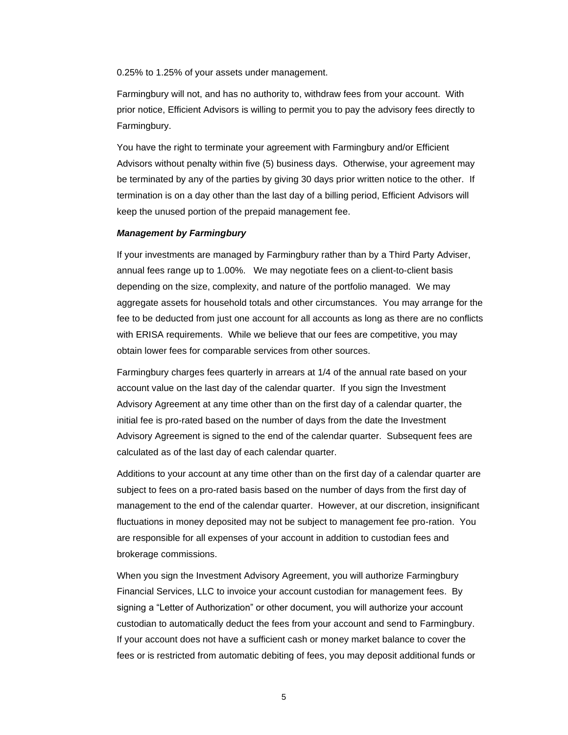0.25% to 1.25% of your assets under management.

Farmingbury will not, and has no authority to, withdraw fees from your account. With prior notice, Efficient Advisors is willing to permit you to pay the advisory fees directly to Farmingbury.

You have the right to terminate your agreement with Farmingbury and/or Efficient Advisors without penalty within five (5) business days. Otherwise, your agreement may be terminated by any of the parties by giving 30 days prior written notice to the other. If termination is on a day other than the last day of a billing period, Efficient Advisors will keep the unused portion of the prepaid management fee.

***Management by Farmingbury***

If your investments are managed by Farmingbury rather than by a Third Party Adviser, annual fees range up to 1.00%. We may negotiate fees on a client-to-client basis depending on the size, complexity, and nature of the portfolio managed. We may aggregate assets for household totals and other circumstances. You may arrange for the fee to be deducted from just one account for all accounts as long as there are no conflicts with ERISA requirements. While we believe that our fees are competitive, you may obtain lower fees for comparable services from other sources.

Farmingbury charges fees quarterly in arrears at 1/4 of the annual rate based on your account value on the last day of the calendar quarter. If you sign the Investment Advisory Agreement at any time other than on the first day of a calendar quarter, the initial fee is pro-rated based on the number of days from the date the Investment Advisory Agreement is signed to the end of the calendar quarter. Subsequent fees are calculated as of the last day of each calendar quarter.

Additions to your account at any time other than on the first day of a calendar quarter are subject to fees on a pro-rated basis based on the number of days from the first day of management to the end of the calendar quarter. However, at our discretion, insignificant fluctuations in money deposited may not be subject to management fee pro-ration. You are responsible for all expenses of your account in addition to custodian fees and brokerage commissions.

When you sign the Investment Advisory Agreement, you will authorize Farmingbury Financial Services, LLC to invoice your account custodian for management fees. By signing a "Letter of Authorization" or other document, you will authorize your account custodian to automatically deduct the fees from your account and send to Farmingbury. If your account does not have a sufficient cash or money market balance to cover the fees or is restricted from automatic debiting of fees, you may deposit additional funds or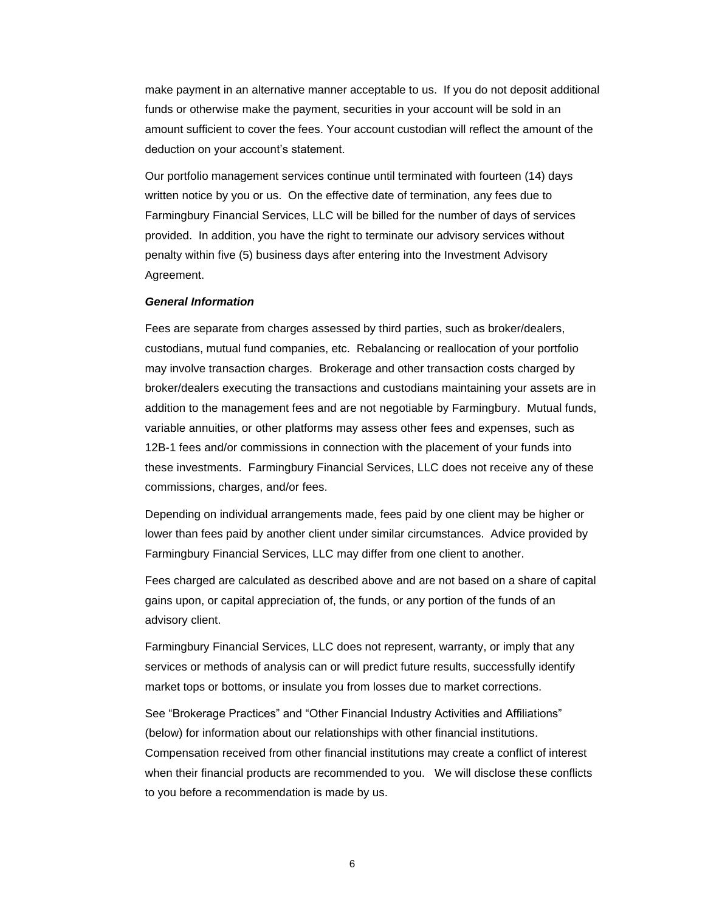make payment in an alternative manner acceptable to us. If you do not deposit additional funds or otherwise make the payment, securities in your account will be sold in an amount sufficient to cover the fees. Your account custodian will reflect the amount of the deduction on your account's statement.

Our portfolio management services continue until terminated with fourteen (14) days written notice by you or us. On the effective date of termination, any fees due to Farmingbury Financial Services, LLC will be billed for the number of days of services provided. In addition, you have the right to terminate our advisory services without penalty within five (5) business days after entering into the Investment Advisory Agreement.

***General Information***

Fees are separate from charges assessed by third parties, such as broker/dealers, custodians, mutual fund companies, etc. Rebalancing or reallocation of your portfolio may involve transaction charges. Brokerage and other transaction costs charged by broker/dealers executing the transactions and custodians maintaining your assets are in addition to the management fees and are not negotiable by Farmingbury. Mutual funds, variable annuities, or other platforms may assess other fees and expenses, such as 12B-1 fees and/or commissions in connection with the placement of your funds into these investments. Farmingbury Financial Services, LLC does not receive any of these commissions, charges, and/or fees.

Depending on individual arrangements made, fees paid by one client may be higher or lower than fees paid by another client under similar circumstances. Advice provided by Farmingbury Financial Services, LLC may differ from one client to another.

Fees charged are calculated as described above and are not based on a share of capital gains upon, or capital appreciation of, the funds, or any portion of the funds of an advisory client.

Farmingbury Financial Services, LLC does not represent, warranty, or imply that any services or methods of analysis can or will predict future results, successfully identify market tops or bottoms, or insulate you from losses due to market corrections.

See "Brokerage Practices" and "Other Financial Industry Activities and Affiliations" (below) for information about our relationships with other financial institutions. Compensation received from other financial institutions may create a conflict of interest when their financial products are recommended to you. We will disclose these conflicts to you before a recommendation is made by us.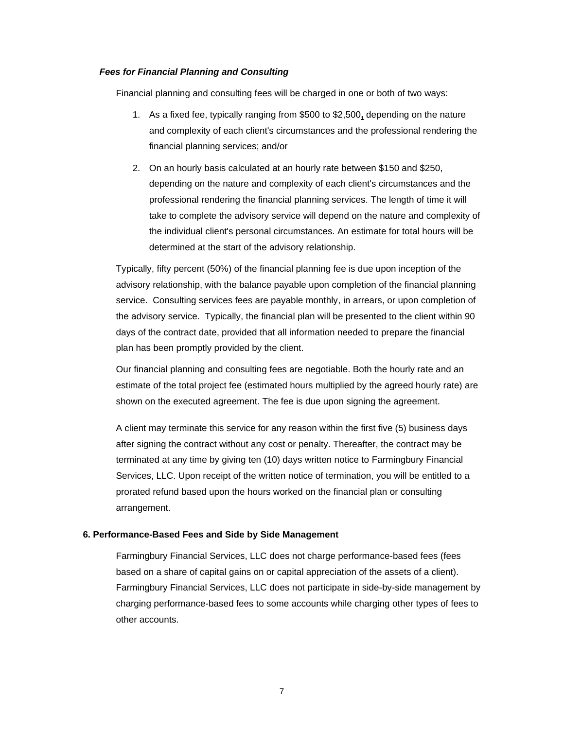### *Fees for Financial Planning and Consulting*

Financial planning and consulting fees will be charged in one or both of two ways:

1. As a fixed fee, typically ranging from $500 to $2,500, depending on the nature and complexity of each client's circumstances and the professional rendering the financial planning services; and/or
2. On an hourly basis calculated at an hourly rate between $150 and $250, depending on the nature and complexity of each client's circumstances and the professional rendering the financial planning services. The length of time it will take to complete the advisory service will depend on the nature and complexity of the individual client's personal circumstances. An estimate for total hours will be determined at the start of the advisory relationship.

Typically, fifty percent (50%) of the financial planning fee is due upon inception of the advisory relationship, with the balance payable upon completion of the financial planning service. Consulting services fees are payable monthly, in arrears, or upon completion of the advisory service. Typically, the financial plan will be presented to the client within 90 days of the contract date, provided that all information needed to prepare the financial plan has been promptly provided by the client.

Our financial planning and consulting fees are negotiable. Both the hourly rate and an estimate of the total project fee (estimated hours multiplied by the agreed hourly rate) are shown on the executed agreement. The fee is due upon signing the agreement.

A client may terminate this service for any reason within the first five (5) business days after signing the contract without any cost or penalty. Thereafter, the contract may be terminated at any time by giving ten (10) days written notice to Farmingbury Financial Services, LLC. Upon receipt of the written notice of termination, you will be entitled to a prorated refund based upon the hours worked on the financial plan or consulting arrangement.

## 6. Performance-Based Fees and Side by Side Management

Farmingbury Financial Services, LLC does not charge performance-based fees (fees based on a share of capital gains on or capital appreciation of the assets of a client). Farmingbury Financial Services, LLC does not participate in side-by-side management by charging performance-based fees to some accounts while charging other types of fees to other accounts.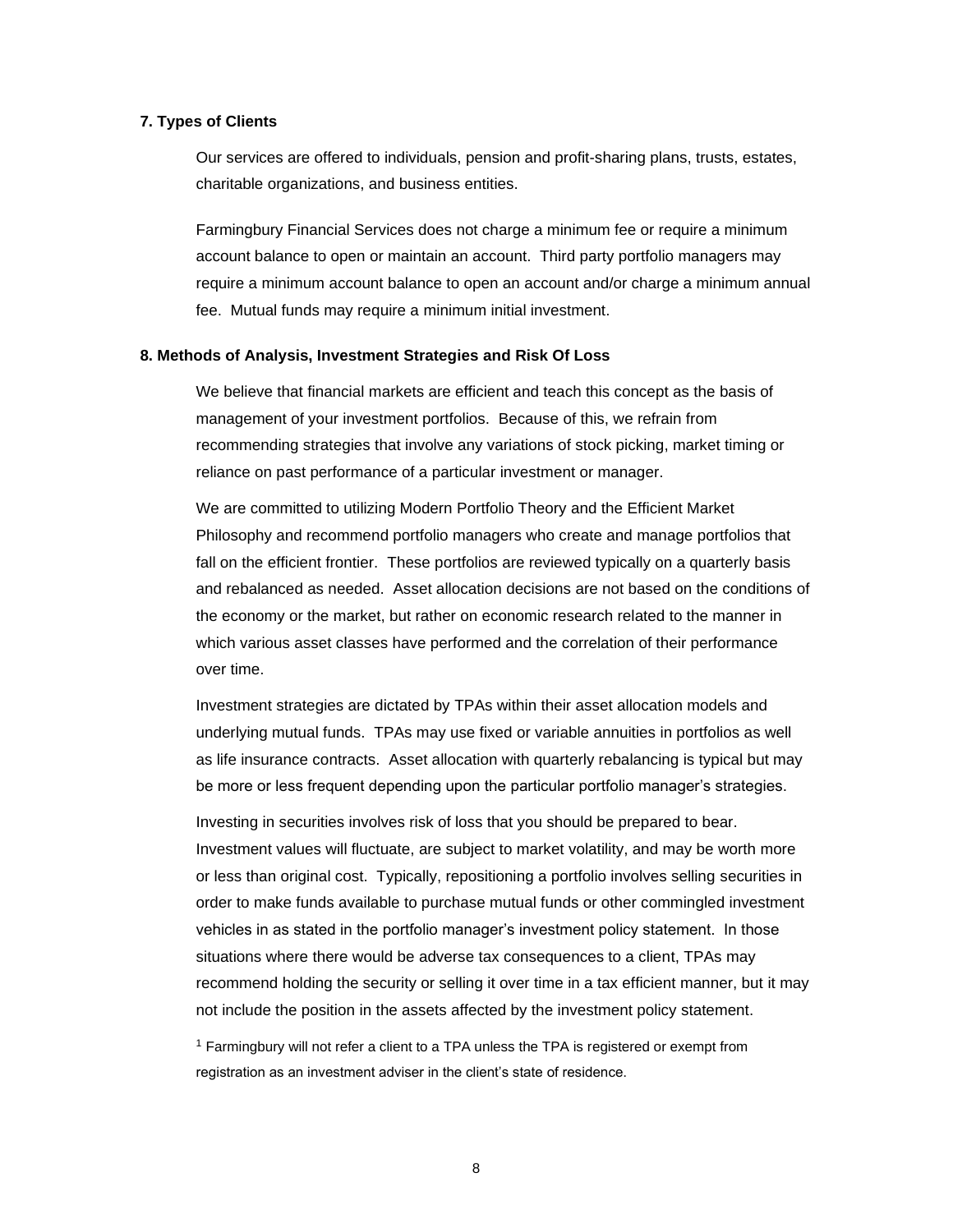### 7. Types of Clients

Our services are offered to individuals, pension and profit-sharing plans, trusts, estates, charitable organizations, and business entities.

Farmingbury Financial Services does not charge a minimum fee or require a minimum account balance to open or maintain an account. Third party portfolio managers may require a minimum account balance to open an account and/or charge a minimum annual fee. Mutual funds may require a minimum initial investment.

### 8. Methods of Analysis, Investment Strategies and Risk Of Loss

We believe that financial markets are efficient and teach this concept as the basis of management of your investment portfolios. Because of this, we refrain from recommending strategies that involve any variations of stock picking, market timing or reliance on past performance of a particular investment or manager.

We are committed to utilizing Modern Portfolio Theory and the Efficient Market Philosophy and recommend portfolio managers who create and manage portfolios that fall on the efficient frontier. These portfolios are reviewed typically on a quarterly basis and rebalanced as needed. Asset allocation decisions are not based on the conditions of the economy or the market, but rather on economic research related to the manner in which various asset classes have performed and the correlation of their performance over time.

Investment strategies are dictated by TPAs within their asset allocation models and underlying mutual funds. TPAs may use fixed or variable annuities in portfolios as well as life insurance contracts. Asset allocation with quarterly rebalancing is typical but may be more or less frequent depending upon the particular portfolio manager's strategies.

Investing in securities involves risk of loss that you should be prepared to bear. Investment values will fluctuate, are subject to market volatility, and may be worth more or less than original cost. Typically, repositioning a portfolio involves selling securities in order to make funds available to purchase mutual funds or other commingled investment vehicles in as stated in the portfolio manager's investment policy statement. In those situations where there would be adverse tax consequences to a client, TPAs may recommend holding the security or selling it over time in a tax efficient manner, but it may not include the position in the assets affected by the investment policy statement.

[1] Farmingbury will not refer a client to a TPA unless the TPA is registered or exempt from registration as an investment adviser in the client's state of residence.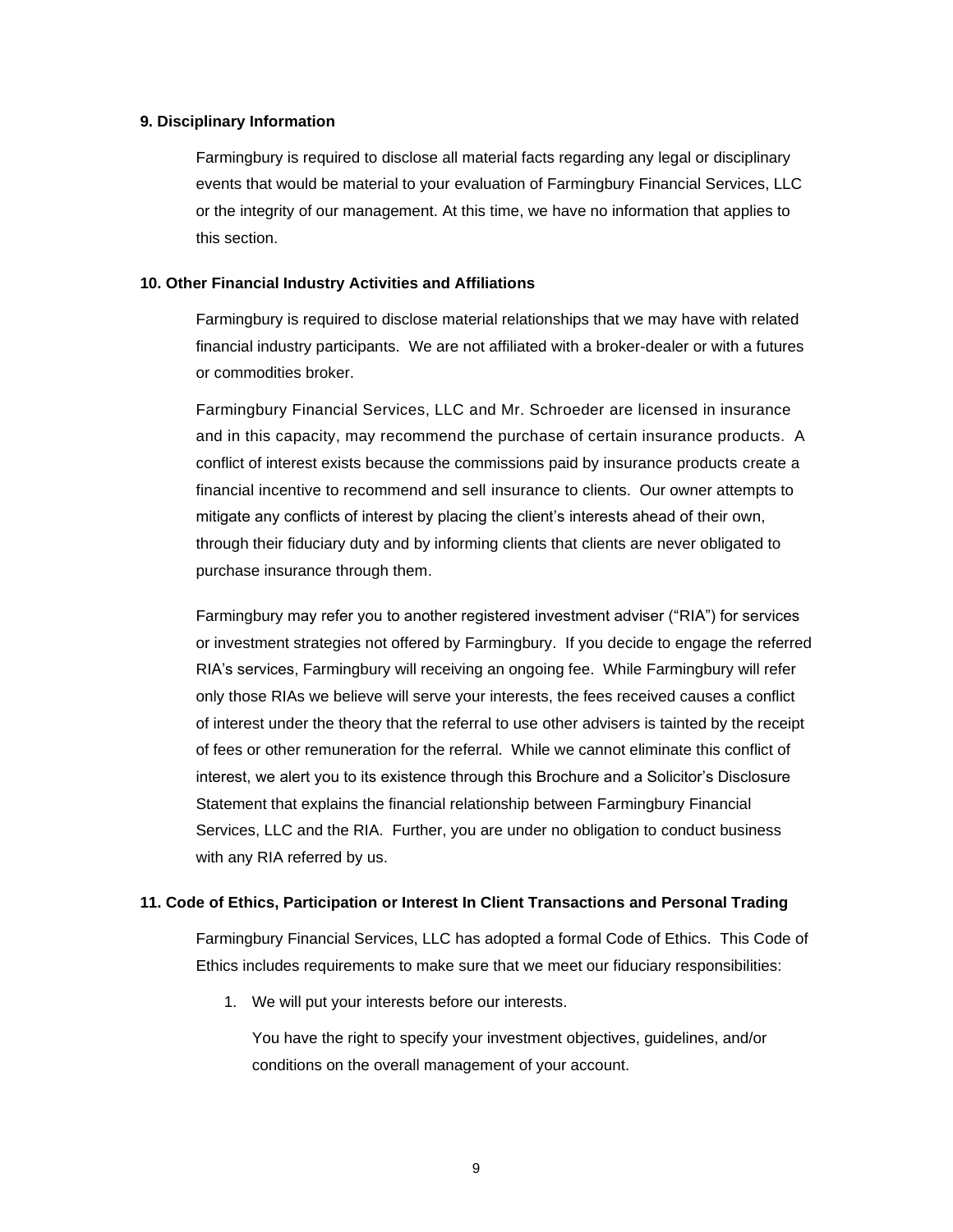## 9. Disciplinary Information

Farmingbury is required to disclose all material facts regarding any legal or disciplinary events that would be material to your evaluation of Farmingbury Financial Services, LLC or the integrity of our management. At this time, we have no information that applies to this section.

## 10. Other Financial Industry Activities and Affiliations

Farmingbury is required to disclose material relationships that we may have with related financial industry participants. We are not affiliated with a broker-dealer or with a futures or commodities broker.

Farmingbury Financial Services, LLC and Mr. Schroeder are licensed in insurance and in this capacity, may recommend the purchase of certain insurance products. A conflict of interest exists because the commissions paid by insurance products create a financial incentive to recommend and sell insurance to clients. Our owner attempts to mitigate any conflicts of interest by placing the client's interests ahead of their own, through their fiduciary duty and by informing clients that clients are never obligated to purchase insurance through them.

Farmingbury may refer you to another registered investment adviser ("RIA") for services or investment strategies not offered by Farmingbury. If you decide to engage the referred RIA's services, Farmingbury will receiving an ongoing fee. While Farmingbury will refer only those RIAs we believe will serve your interests, the fees received causes a conflict of interest under the theory that the referral to use other advisers is tainted by the receipt of fees or other remuneration for the referral. While we cannot eliminate this conflict of interest, we alert you to its existence through this Brochure and a Solicitor's Disclosure Statement that explains the financial relationship between Farmingbury Financial Services, LLC and the RIA. Further, you are under no obligation to conduct business with any RIA referred by us.

## 11. Code of Ethics, Participation or Interest In Client Transactions and Personal Trading

Farmingbury Financial Services, LLC has adopted a formal Code of Ethics. This Code of Ethics includes requirements to make sure that we meet our fiduciary responsibilities:

1. We will put your interests before our interests.

   You have the right to specify your investment objectives, guidelines, and/or conditions on the overall management of your account.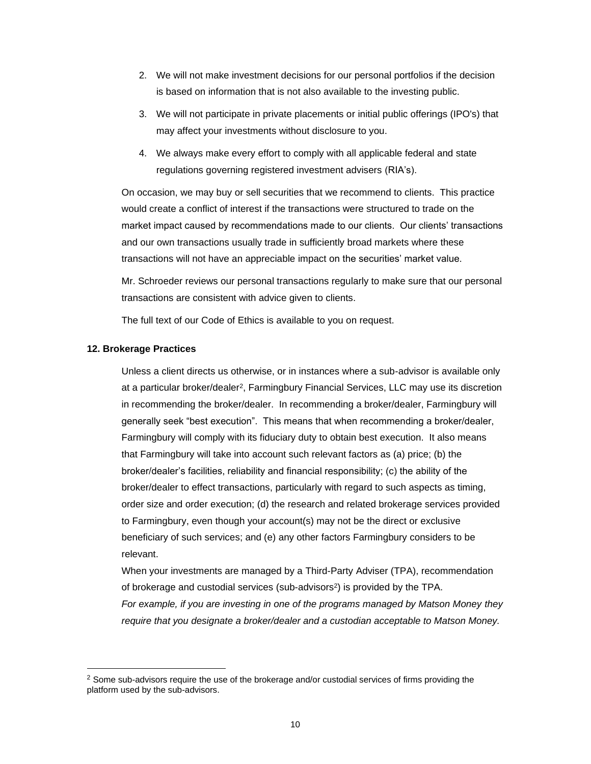2. We will not make investment decisions for our personal portfolios if the decision is based on information that is not also available to the investing public.
3. We will not participate in private placements or initial public offerings (IPO's) that may affect your investments without disclosure to you.
4. We always make every effort to comply with all applicable federal and state regulations governing registered investment advisers (RIA's).

On occasion, we may buy or sell securities that we recommend to clients. This practice would create a conflict of interest if the transactions were structured to trade on the market impact caused by recommendations made to our clients. Our clients' transactions and our own transactions usually trade in sufficiently broad markets where these transactions will not have an appreciable impact on the securities' market value.

Mr. Schroeder reviews our personal transactions regularly to make sure that our personal transactions are consistent with advice given to clients.

The full text of our Code of Ethics is available to you on request.

**12. Brokerage Practices**

Unless a client directs us otherwise, or in instances where a sub-advisor is available only at a particular broker/dealer[2], Farmingbury Financial Services, LLC may use its discretion in recommending the broker/dealer. In recommending a broker/dealer, Farmingbury will generally seek "best execution". This means that when recommending a broker/dealer, Farmingbury will comply with its fiduciary duty to obtain best execution. It also means that Farmingbury will take into account such relevant factors as (a) price; (b) the broker/dealer's facilities, reliability and financial responsibility; (c) the ability of the broker/dealer to effect transactions, particularly with regard to such aspects as timing, order size and order execution; (d) the research and related brokerage services provided to Farmingbury, even though your account(s) may not be the direct or exclusive beneficiary of such services; and (e) any other factors Farmingbury considers to be relevant.

When your investments are managed by a Third-Party Adviser (TPA), recommendation of brokerage and custodial services (sub-advisors[2]) is provided by the TPA.

*For example, if you are investing in one of the programs managed by Matson Money they require that you designate a broker/dealer and a custodian acceptable to Matson Money.*

[2] Some sub-advisors require the use of the brokerage and/or custodial services of firms providing the platform used by the sub-advisors.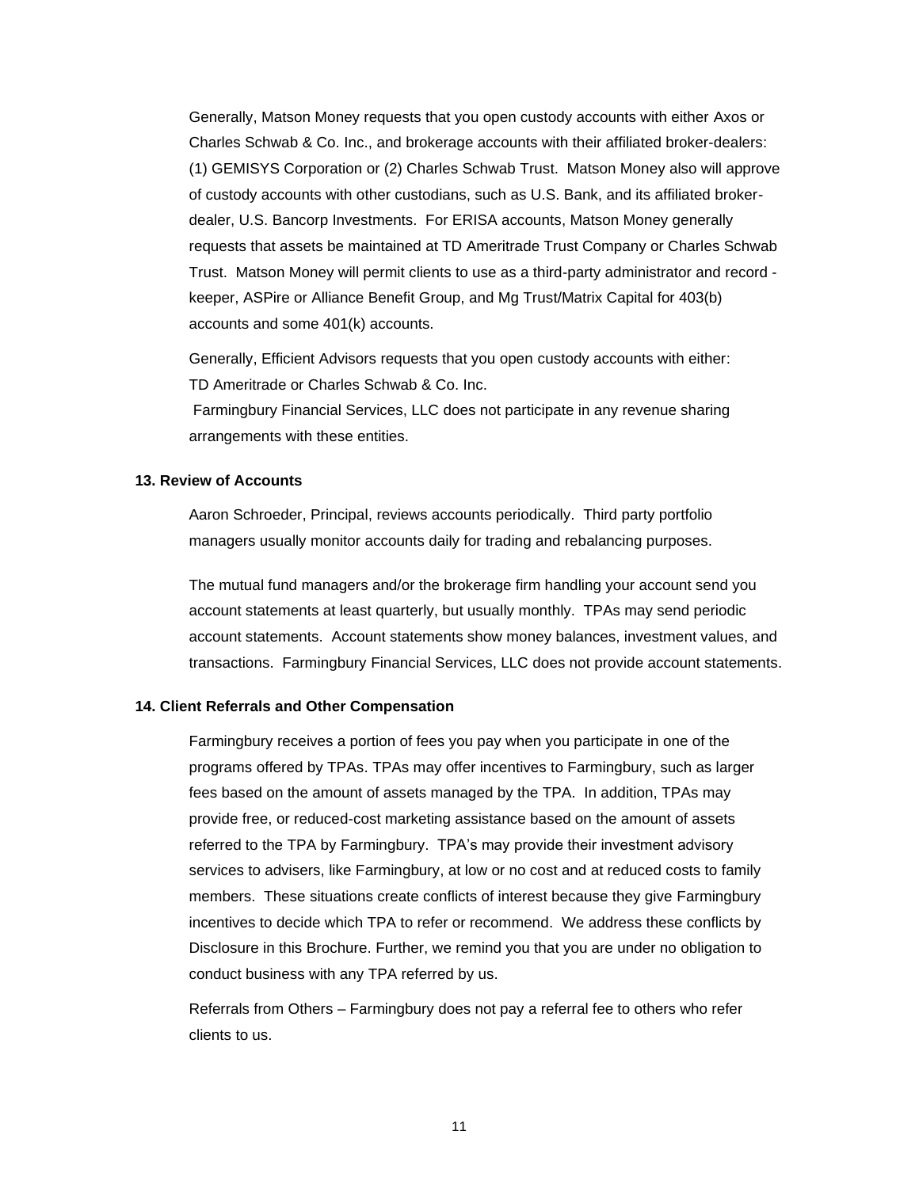Generally, Matson Money requests that you open custody accounts with either Axos or Charles Schwab & Co. Inc., and brokerage accounts with their affiliated broker-dealers: (1) GEMISYS Corporation or (2) Charles Schwab Trust. Matson Money also will approve of custody accounts with other custodians, such as U.S. Bank, and its affiliated broker-dealer, U.S. Bancorp Investments. For ERISA accounts, Matson Money generally requests that assets be maintained at TD Ameritrade Trust Company or Charles Schwab Trust. Matson Money will permit clients to use as a third-party administrator and record - keeper, ASPire or Alliance Benefit Group, and Mg Trust/Matrix Capital for 403(b) accounts and some 401(k) accounts.

Generally, Efficient Advisors requests that you open custody accounts with either: TD Ameritrade or Charles Schwab & Co. Inc.
Farmingbury Financial Services, LLC does not participate in any revenue sharing arrangements with these entities.

**13. Review of Accounts**

Aaron Schroeder, Principal, reviews accounts periodically. Third party portfolio managers usually monitor accounts daily for trading and rebalancing purposes.

The mutual fund managers and/or the brokerage firm handling your account send you account statements at least quarterly, but usually monthly. TPAs may send periodic account statements. Account statements show money balances, investment values, and transactions. Farmingbury Financial Services, LLC does not provide account statements.

**14. Client Referrals and Other Compensation**

Farmingbury receives a portion of fees you pay when you participate in one of the programs offered by TPAs. TPAs may offer incentives to Farmingbury, such as larger fees based on the amount of assets managed by the TPA. In addition, TPAs may provide free, or reduced-cost marketing assistance based on the amount of assets referred to the TPA by Farmingbury. TPA's may provide their investment advisory services to advisers, like Farmingbury, at low or no cost and at reduced costs to family members. These situations create conflicts of interest because they give Farmingbury incentives to decide which TPA to refer or recommend. We address these conflicts by Disclosure in this Brochure. Further, we remind you that you are under no obligation to conduct business with any TPA referred by us.

Referrals from Others – Farmingbury does not pay a referral fee to others who refer clients to us.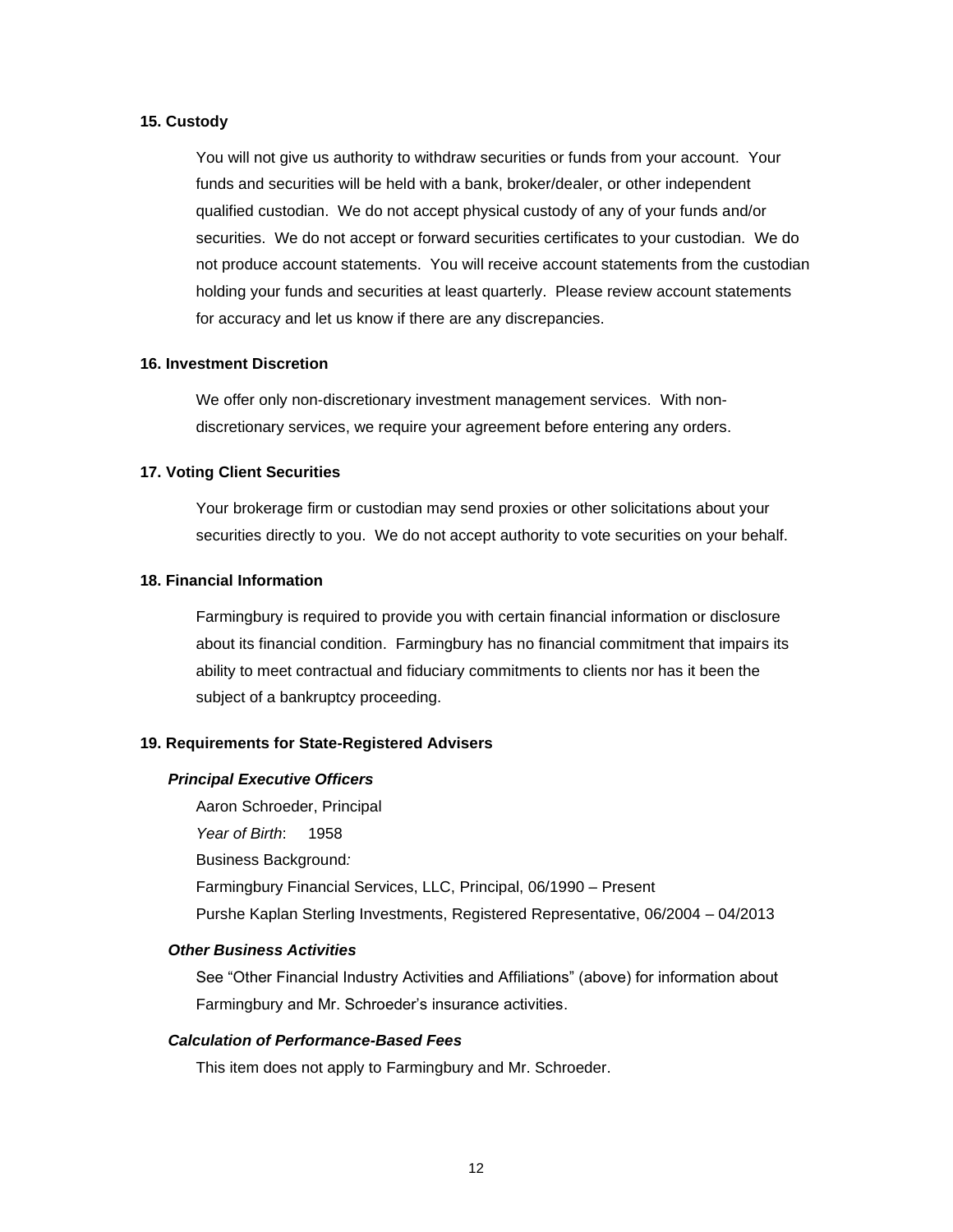## 15. Custody

You will not give us authority to withdraw securities or funds from your account. Your funds and securities will be held with a bank, broker/dealer, or other independent qualified custodian. We do not accept physical custody of any of your funds and/or securities. We do not accept or forward securities certificates to your custodian. We do not produce account statements. You will receive account statements from the custodian holding your funds and securities at least quarterly. Please review account statements for accuracy and let us know if there are any discrepancies.

## 16. Investment Discretion

We offer only non-discretionary investment management services. With non-discretionary services, we require your agreement before entering any orders.

## 17. Voting Client Securities

Your brokerage firm or custodian may send proxies or other solicitations about your securities directly to you. We do not accept authority to vote securities on your behalf.

## 18. Financial Information

Farmingbury is required to provide you with certain financial information or disclosure about its financial condition. Farmingbury has no financial commitment that impairs its ability to meet contractual and fiduciary commitments to clients nor has it been the subject of a bankruptcy proceeding.

## 19. Requirements for State-Registered Advisers

### *Principal Executive Officers*

Aaron Schroeder, Principal

*Year of Birth*: 1958

Business Background:

Farmingbury Financial Services, LLC, Principal, 06/1990 – Present

Purshe Kaplan Sterling Investments, Registered Representative, 06/2004 – 04/2013

### *Other Business Activities*

See "Other Financial Industry Activities and Affiliations" (above) for information about Farmingbury and Mr. Schroeder's insurance activities.

### *Calculation of Performance-Based Fees*

This item does not apply to Farmingbury and Mr. Schroeder.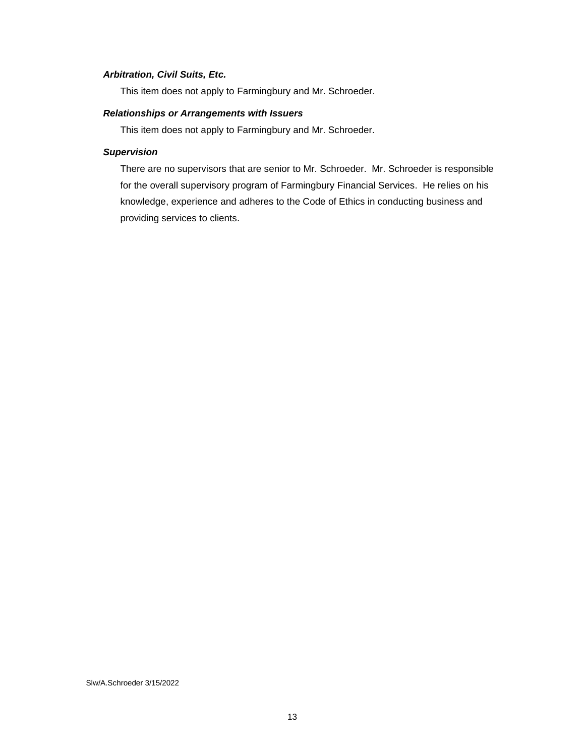***Arbitration, Civil Suits, Etc.***

This item does not apply to Farmingbury and Mr. Schroeder.

***Relationships or Arrangements with Issuers***

This item does not apply to Farmingbury and Mr. Schroeder.

***Supervision***

There are no supervisors that are senior to Mr. Schroeder. Mr. Schroeder is responsible for the overall supervisory program of Farmingbury Financial Services. He relies on his knowledge, experience and adheres to the Code of Ethics in conducting business and providing services to clients.

Slw/A.Schroeder 3/15/2022